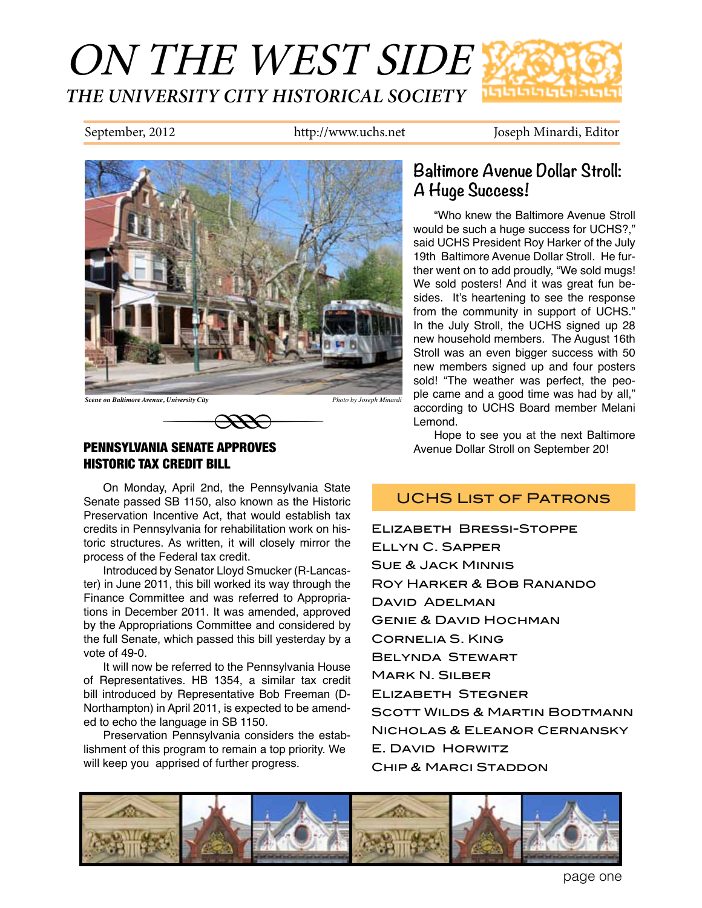# ON THE WEST SIDE

## THE UNIVERSITY CITY HISTORICAL SOCIETY

September, 2012 | http://www.uchs.net | Joseph Minardi, Editor

*Scene on Baltimore Avenue, University City* *Photo by Joseph Minardi*

## Baltimore Avenue Dollar Stroll: A Huge Success!

"Who knew the Baltimore Avenue Stroll would be such a huge success for UCHS?," said UCHS President Roy Harker of the July 19th Baltimore Avenue Dollar Stroll. He further went on to add proudly, "We sold mugs! We sold posters! And it was great fun besides. It's heartening to see the response from the community in support of UCHS." In the July Stroll, the UCHS signed up 28 new household members. The August 16th Stroll was an even bigger success with 50 new members signed up and four posters sold! "The weather was perfect, the people came and a good time was had by all," according to UCHS Board member Melani Lemond.

Hope to see you at the next Baltimore Avenue Dollar Stroll on September 20!

## PENNSYLVANIA SENATE APPROVES HISTORIC TAX CREDIT BILL

On Monday, April 2nd, the Pennsylvania State Senate passed SB 1150, also known as the Historic Preservation Incentive Act, that would establish tax credits in Pennsylvania for rehabilitation work on historic structures. As written, it will closely mirror the process of the Federal tax credit.

Introduced by Senator Lloyd Smucker (R-Lancaster) in June 2011, this bill worked its way through the Finance Committee and was referred to Appropriations in December 2011. It was amended, approved by the Appropriations Committee and considered by the full Senate, which passed this bill yesterday by a vote of 49-0.

It will now be referred to the Pennsylvania House of Representatives. HB 1354, a similar tax credit bill introduced by Representative Bob Freeman (D-Northampton) in April 2011, is expected to be amended to echo the language in SB 1150.

Preservation Pennsylvania considers the establishment of this program to remain a top priority. We will keep you apprised of further progress.

## UCHS List of Patrons

Elizabeth Bressi-Stoppe
Ellyn C. Sapper
Sue & Jack Minnis
Roy Harker & Bob Ranando
David Adelman
Genie & David Hochman
Cornelia S. King
Belynda Stewart
Mark N. Silber
Elizabeth Stegner
Scott Wilds & Martin Bodtmann
Nicholas & Eleanor Cernansky
E. David Horwitz
Chip & Marci Staddon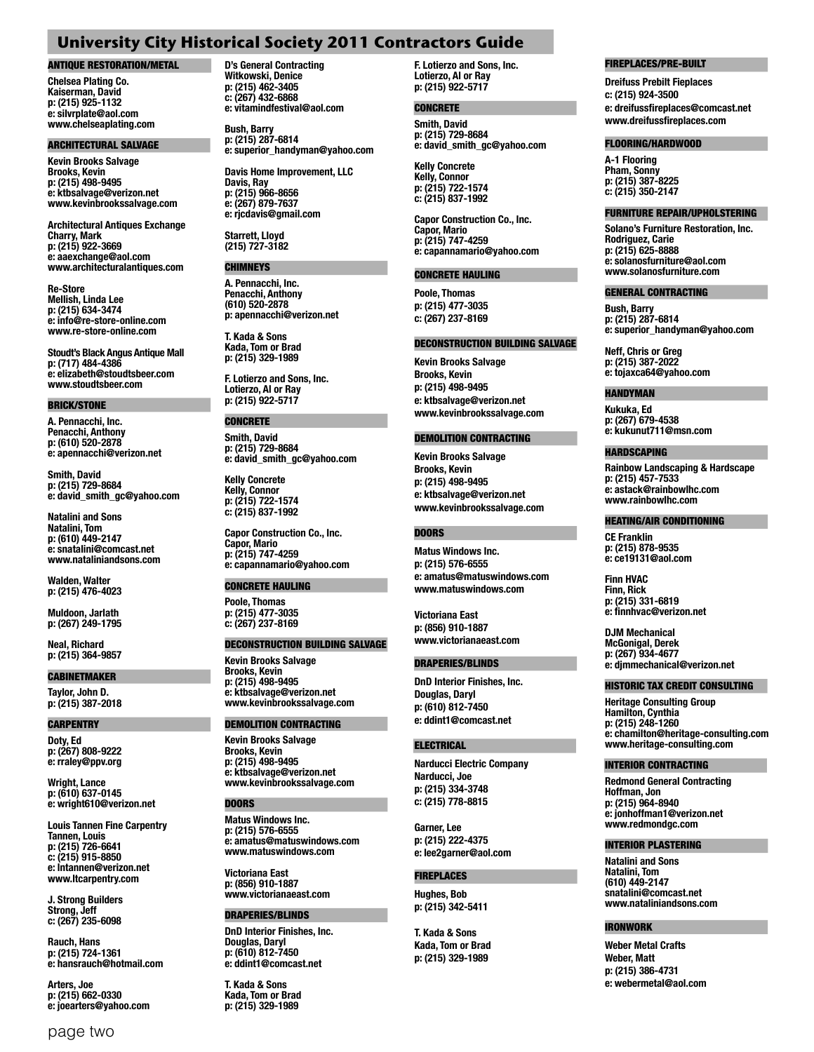# University City Historical Society 2011 Contractors Guide

## ANTIQUE RESTORATION/METAL

**Chelsea Plating Co.**
Kaiserman, David
p: (215) 925-1132
e: silvrplate@aol.com
www.chelseaplating.com

## ARCHITECTURAL SALVAGE

**Kevin Brooks Salvage**
Brooks, Kevin
p: (215) 498-9495
e: ktbsalvage@verizon.net
www.kevinbrookssalvage.com

**Architectural Antiques Exchange**
Charry, Mark
p: (215) 922-3669
e: aaexchange@aol.com
www.architecturalantiques.com

**Re-Store**
Mellish, Linda Lee
p: (215) 634-3474
e: info@re-store-online.com
www.re-store-online.com

**Stoudt's Black Angus Antique Mall**
p: (717) 484-4386
e: elizabeth@stoudtsbeer.com
www.stoudtsbeer.com

## BRICK/STONE

**A. Pennacchi, Inc.**
Penacchi, Anthony
p: (610) 520-2878
e: apennacchi@verizon.net

**Smith, David**
p: (215) 729-8684
e: david_smith_gc@yahoo.com

**Natalini and Sons**
Natalini, Tom
p: (610) 449-2147
e: snatalini@comcast.net
www.nataliniandsons.com

**Walden, Walter**
p: (215) 476-4023

**Muldoon, Jarlath**
p: (267) 249-1795

**Neal, Richard**
p: (215) 364-9857

## CABINETMAKER

**Taylor, John D.**
p: (215) 387-2018

## CARPENTRY

**Doty, Ed**
p: (267) 808-9222
e: rraley@ppv.org

**Wright, Lance**
p: (610) 637-0145
e: wright610@verizon.net

**Louis Tannen Fine Carpentry**
Tannen, Louis
p: (215) 726-6641
c: (215) 915-8850
e: ltannen@verizon.net
www.ltcarpentry.com

**J. Strong Builders**
Strong, Jeff
c: (267) 235-6098

**Rauch, Hans**
p: (215) 724-1361
e: hansrauch@hotmail.com

**Arters, Joe**
p: (215) 662-0330
e: joearters@yahoo.com

**D's General Contracting**
Witkowski, Denice
p: (215) 462-3405
c: (267) 432-6868
e: vitamindfestival@aol.com

**Bush, Barry**
p: (215) 287-6814
e: superior_handyman@yahoo.com

**Davis Home Improvement, LLC**
Davis, Ray
p: (215) 966-8656
e: (267) 879-7637
e: rjcdavis@gmail.com

**Starrett, Lloyd**
(215) 727-3182

## CHIMNEYS

**A. Pennacchi, Inc.**
Penacchi, Anthony
(610) 520-2878
p: apennacchi@verizon.net

**T. Kada & Sons**
Kada, Tom or Brad
p: (215) 329-1989

**F. Lotierzo and Sons, Inc.**
Lotierzo, Al or Ray
p: (215) 922-5717

## CONCRETE

**Smith, David**
p: (215) 729-8684
e: david_smith_gc@yahoo.com

**Kelly Concrete**
Kelly, Connor
p: (215) 722-1574
c: (215) 837-1992

**Capor Construction Co., Inc.**
Capor, Mario
p: (215) 747-4259
e: capannamario@yahoo.com

## CONCRETE HAULING

**Poole, Thomas**
p: (215) 477-3035
c: (267) 237-8169

## DECONSTRUCTION BUILDING SALVAGE

**Kevin Brooks Salvage**
Brooks, Kevin
p: (215) 498-9495
e: ktbsalvage@verizon.net
www.kevinbrookssalvage.com

## DEMOLITION CONTRACTING

**Kevin Brooks Salvage**
Brooks, Kevin
p: (215) 498-9495
e: ktbsalvage@verizon.net
www.kevinbrookssalvage.com

## DOORS

**Matus Windows Inc.**
p: (215) 576-6555
e: amatus@matuswindows.com
www.matuswindows.com

**Victoriana East**
p: (856) 910-1887
www.victorianaeast.com

## DRAPERIES/BLINDS

**DnD Interior Finishes, Inc.**
Douglas, Daryl
p: (610) 812-7450
e: ddint1@comcast.net

**T. Kada & Sons**
Kada, Tom or Brad
p: (215) 329-1989

**F. Lotierzo and Sons, Inc.**
Lotierzo, Al or Ray
p: (215) 922-5717

## CONCRETE

**Smith, David**
p: (215) 729-8684
e: david_smith_gc@yahoo.com

**Kelly Concrete**
Kelly, Connor
p: (215) 722-1574
c: (215) 837-1992

**Capor Construction Co., Inc.**
Capor, Mario
p: (215) 747-4259
e: capannamario@yahoo.com

## CONCRETE HAULING

**Poole, Thomas**
p: (215) 477-3035
c: (267) 237-8169

## DECONSTRUCTION BUILDING SALVAGE

**Kevin Brooks Salvage**
Brooks, Kevin
p: (215) 498-9495
e: ktbsalvage@verizon.net
www.kevinbrookssalvage.com

## DEMOLITION CONTRACTING

**Kevin Brooks Salvage**
Brooks, Kevin
p: (215) 498-9495
e: ktbsalvage@verizon.net
www.kevinbrookssalvage.com

## DOORS

**Matus Windows Inc.**
p: (215) 576-6555
e: amatus@matuswindows.com
www.matuswindows.com

**Victoriana East**
p: (856) 910-1887
www.victorianaeast.com

## DRAPERIES/BLINDS

**DnD Interior Finishes, Inc.**
Douglas, Daryl
p: (610) 812-7450
e: ddint1@comcast.net

## ELECTRICAL

**Narducci Electric Company**
Narducci, Joe
p: (215) 334-3748
c: (215) 778-8815

**Garner, Lee**
p: (215) 222-4375
e: lee2garner@aol.com

## FIREPLACES

**Hughes, Bob**
p: (215) 342-5411

**T. Kada & Sons**
Kada, Tom or Brad
p: (215) 329-1989

## FIREPLACES/PRE-BUILT

**Dreifuss Prebilt Fieplaces**
c: (215) 924-3500
e: dreifussfireplaces@comcast.net
www.dreifussfireplaces.com

## FLOORING/HARDWOOD

**A-1 Flooring**
Pham, Sonny
p: (215) 387-8225
c: (215) 350-2147

## FURNITURE REPAIR/UPHOLSTERING

**Solano's Furniture Restoration, Inc.**
Rodriguez, Carie
p: (215) 625-8888
e: solanosfurniture@aol.com
www.solanosfurniture.com

## GENERAL CONTRACTING

**Bush, Barry**
p: (215) 287-6814
e: superior_handyman@yahoo.com

**Neff, Chris or Greg**
p: (215) 387-2022
e: tojaxca64@yahoo.com

## HANDYMAN

**Kukuka, Ed**
p: (267) 679-4538
e: kukunut711@msn.com

## HARDSCAPING

**Rainbow Landscaping & Hardscape**
p: (215) 457-7533
e: astack@rainbowlhc.com
www.rainbowlhc.com

## HEATING/AIR CONDITIONING

**CE Franklin**
p: (215) 878-9535
e: ce19131@aol.com

**Finn HVAC**
Finn, Rick
p: (215) 331-6819
e: finnhvac@verizon.net

**DJM Mechanical**
McGonigal, Derek
p: (267) 934-4677
e: djmmechanical@verizon.net

## HISTORIC TAX CREDIT CONSULTING

**Heritage Consulting Group**
Hamilton, Cynthia
p: (215) 248-1260
e: chamilton@heritage-consulting.com
www.heritage-consulting.com

## INTERIOR CONTRACTING

**Redmond General Contracting**
Hoffman, Jon
p: (215) 964-8940
e: jonhoffman1@verizon.net
www.redmondgc.com

## INTERIOR PLASTERING

**Natalini and Sons**
Natalini, Tom
(610) 449-2147
snatalini@comcast.net
www.nataliniandsons.com

## IRONWORK

**Weber Metal Crafts**
Weber, Matt
p: (215) 386-4731
e: webermetal@aol.com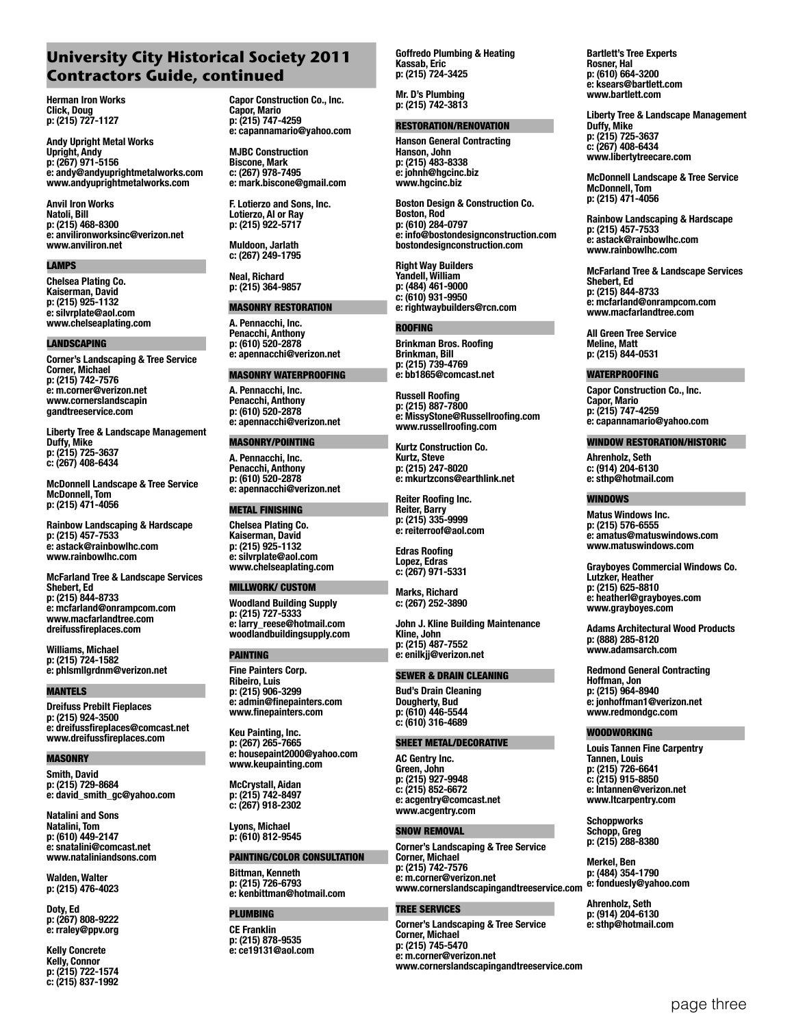## University City Historical Society 2011 Contractors Guide, continued

**Herman Iron Works**
**Click, Doug**
**p: (215) 727-1127**

**Andy Upright Metal Works**
**Upright, Andy**
**p: (267) 971-5156**
**e: andy@andyuprightmetalworks.com**
**www.andyuprightmetalworks.com**

**Anvil Iron Works**
**Natoli, Bill**
**p: (215) 468-8300**
**e: anvilironworksinc@verizon.net**
**www.anviliron.net**

### LAMPS

**Chelsea Plating Co.**
**Kaiserman, David**
**p: (215) 925-1132**
**e: silvrplate@aol.com**
**www.chelseaplating.com**

### LANDSCAPING

**Corner's Landscaping & Tree Service**
**Corner, Michael**
**p: (215) 742-7576**
**e: m.corner@verizon.net**
**www.cornerslandscapingandtreeservice.com**

**Liberty Tree & Landscape Management**
**Duffy, Mike**
**p: (215) 725-3637**
**c: (267) 408-6434**

**McDonnell Landscape & Tree Service**
**McDonnell, Tom**
**p: (215) 471-4056**

**Rainbow Landscaping & Hardscape**
**p: (215) 457-7533**
**e: astack@rainbowlhc.com**
**www.rainbowlhc.com**

**McFarland Tree & Landscape Services**
**Shebert, Ed**
**p: (215) 844-8733**
**e: mcfarland@onrampcom.com**
**www.macfarlandtree.com**
**dreifussfireplaces.com**

**Williams, Michael**
**p: (215) 724-1582**
**e: phlsmllgrdnm@verizon.net**

### MANTELS

**Dreifuss Prebilt Fieplaces**
**p: (215) 924-3500**
**e: dreifussfireplaces@comcast.net**
**www.dreifussfireplaces.com**

### MASONRY

**Smith, David**
**p: (215) 729-8684**
**e: david_smith_gc@yahoo.com**

**Natalini and Sons**
**Natalini, Tom**
**p: (610) 449-2147**
**e: snatalini@comcast.net**
**www.nataliniandsons.com**

**Walden, Walter**
**p: (215) 476-4023**

**Doty, Ed**
**p: (267) 808-9222**
**e: rraley@ppv.org**

**Kelly Concrete**
**Kelly, Connor**
**p: (215) 722-1574**
**c: (215) 837-1992**

**Capor Construction Co., Inc.**
**Capor, Mario**
**p: (215) 747-4259**
**e: capannamario@yahoo.com**

**MJBC Construction**
**Biscone, Mark**
**c: (267) 978-7495**
**e: mark.biscone@gmail.com**

**F. Lotierzo and Sons, Inc.**
**Lotierzo, Al or Ray**
**p: (215) 922-5717**

**Muldoon, Jarlath**
**c: (267) 249-1795**

**Neal, Richard**
**p: (215) 364-9857**

### MASONRY RESTORATION

**A. Pennacchi, Inc.**
**Penacchi, Anthony**
**p: (610) 520-2878**
**e: apennacchi@verizon.net**

### MASONRY WATERPROOFING

**A. Pennacchi, Inc.**
**Penacchi, Anthony**
**p: (610) 520-2878**
**e: apennacchi@verizon.net**

### MASONRY/POINTING

**A. Pennacchi, Inc.**
**Penacchi, Anthony**
**p: (610) 520-2878**
**e: apennacchi@verizon.net**

### METAL FINISHING

**Chelsea Plating Co.**
**Kaiserman, David**
**p: (215) 925-1132**
**e: silvrplate@aol.com**
**www.chelseaplating.com**

### MILLWORK/ CUSTOM

**Woodland Building Supply**
**p: (215) 727-5333**
**e: larry_reese@hotmail.com**
**woodlandbuildingsupply.com**

### PAINTING

**Fine Painters Corp.**
**Ribeiro, Luis**
**p: (215) 906-3299**
**e: admin@finepainters.com**
**www.finepainters.com**

**Keu Painting, Inc.**
**p: (267) 265-7665**
**e: housepaint2000@yahoo.com**
**www.keupainting.com**

**McCrystall, Aidan**
**p: (215) 742-8497**
**c: (267) 918-2302**

**Lyons, Michael**
**p: (610) 812-9545**

### PAINTING/COLOR CONSULTATION

**Bittman, Kenneth**
**p: (215) 726-6793**
**e: kenbittman@hotmail.com**

### PLUMBING

**CE Franklin**
**p: (215) 878-9535**
**e: ce19131@aol.com**

**Goffredo Plumbing & Heating**
**Kassab, Eric**
**p: (215) 724-3425**

**Mr. D's Plumbing**
**p: (215) 742-3813**

### RESTORATION/RENOVATION

**Hanson General Contracting**
**Hanson, John**
**p: (215) 483-8338**
**e: johnh@hgcinc.biz**
**www.hgcinc.biz**

**Boston Design & Construction Co.**
**Boston, Rod**
**p: (610) 284-0797**
**e: info@bostondesignconstruction.com**
**bostondesignconstruction.com**

**Right Way Builders**
**Yandell, William**
**p: (484) 461-9000**
**c: (610) 931-9950**
**e: rightwaybuilders@rcn.com**

### ROOFING

**Brinkman Bros. Roofing**
**Brinkman, Bill**
**p: (215) 739-4769**
**e: bb1865@comcast.net**

**Russell Roofing**
**p: (215) 887-7800**
**e: MissyStone@Russellroofing.com**
**www.russellroofing.com**

**Kurtz Construction Co.**
**Kurtz, Steve**
**p: (215) 247-8020**
**e: mkurtzcons@earthlink.net**

**Reiter Roofing Inc.**
**Reiter, Barry**
**p: (215) 335-9999**
**e: reiterroof@aol.com**

**Edras Roofing**
**Lopez, Edras**
**c: (267) 971-5331**

**Marks, Richard**
**c: (267) 252-3890**

**John J. Kline Building Maintenance**
**Kline, John**
**p: (215) 487-7552**
**e: enilkjj@verizon.net**

### SEWER & DRAIN CLEANING

**Bud's Drain Cleaning**
**Dougherty, Bud**
**p: (610) 446-5544**
**c: (610) 316-4689**

### SHEET METAL/DECORATIVE

**AC Gentry Inc.**
**Green, John**
**p: (215) 927-9948**
**c: (215) 852-6672**
**e: acgentry@comcast.net**
**www.acgentry.com**

### SNOW REMOVAL

**Corner's Landscaping & Tree Service**
**Corner, Michael**
**p: (215) 742-7576**
**e: m.corner@verizon.net**
**www.cornerslandscapingandtreeservice.com**

### TREE SERVICES

**Corner's Landscaping & Tree Service**
**Corner, Michael**
**p: (215) 745-5470**
**e: m.corner@verizon.net**
**www.cornerslandscapingandtreeservice.com**

**Bartlett's Tree Experts**
**Rosner, Hal**
**p: (610) 664-3200**
**e: ksears@bartlett.com**
**www.bartlett.com**

**Liberty Tree & Landscape Management**
**Duffy, Mike**
**p: (215) 725-3637**
**c: (267) 408-6434**
**www.libertytreecare.com**

**McDonnell Landscape & Tree Service**
**McDonnell, Tom**
**p: (215) 471-4056**

**Rainbow Landscaping & Hardscape**
**p: (215) 457-7533**
**e: astack@rainbowlhc.com**
**www.rainbowlhc.com**

**McFarland Tree & Landscape Services**
**Shebert, Ed**
**p: (215) 844-8733**
**e: mcfarland@onrampcom.com**
**www.macfarlandtree.com**

**All Green Tree Service**
**Meline, Matt**
**p: (215) 844-0531**

### WATERPROOFING

**Capor Construction Co., Inc.**
**Capor, Mario**
**p: (215) 747-4259**
**e: capannamario@yahoo.com**

### WINDOW RESTORATION/HISTORIC

**Ahrenholz, Seth**
**c: (914) 204-6130**
**e: sthp@hotmail.com**

### WINDOWS

**Matus Windows Inc.**
**p: (215) 576-6555**
**e: amatus@matuswindows.com**
**www.matuswindows.com**

**Grayboyes Commercial Windows Co.**
**Lutzker, Heather**
**p: (215) 625-8810**
**e: heatherl@grayboyes.com**
**www.grayboyes.com**

**Adams Architectural Wood Products**
**p: (888) 285-8120**
**www.adamsarch.com**

**Redmond General Contracting**
**Hoffman, Jon**
**p: (215) 964-8940**
**e: jonhoffman1@verizon.net**
**www.redmondgc.com**

### WOODWORKING

**Louis Tannen Fine Carpentry**
**Tannen, Louis**
**p: (215) 726-6641**
**c: (215) 915-8850**
**e: ltannen@verizon.net**
**www.ltcarpentry.com**

**Schoppworks**
**Schopp, Greg**
**p: (215) 288-8380**

**Merkel, Ben**
**p: (484) 354-1790**
**e: fonduesly@yahoo.com**

**Ahrenholz, Seth**
**p: (914) 204-6130**
**e: sthp@hotmail.com**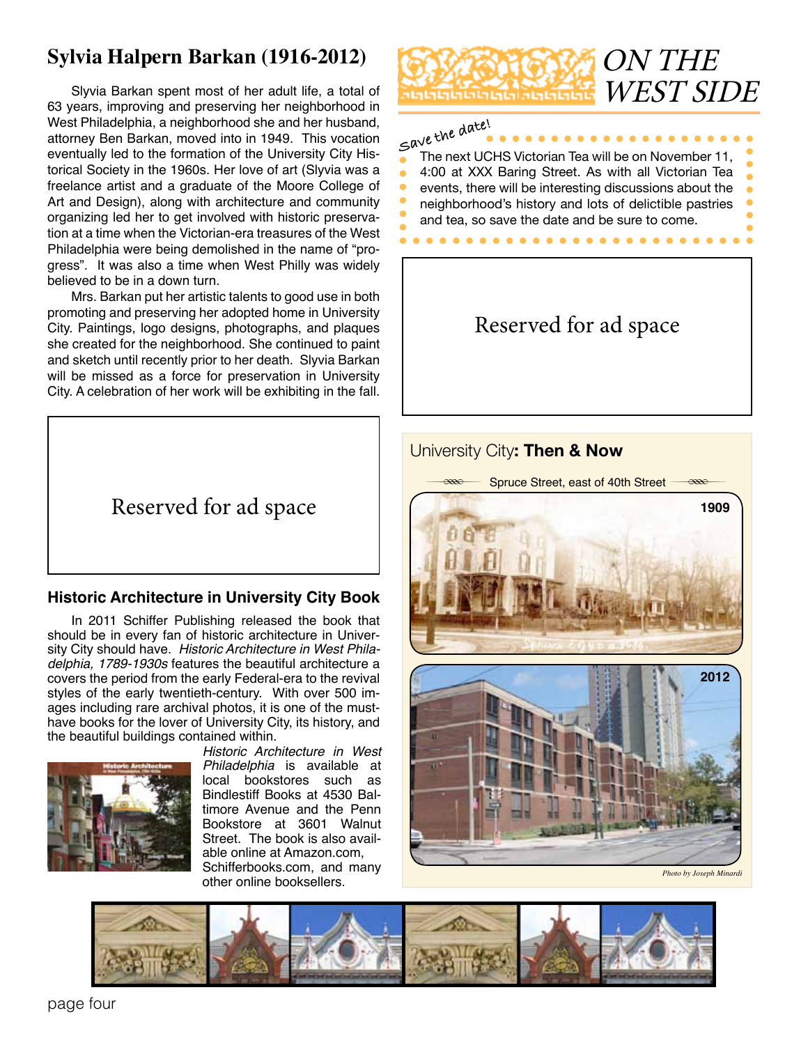## Sylvia Halpern Barkan (1916-2012)

Slyvia Barkan spent most of her adult life, a total of 63 years, improving and preserving her neighborhood in West Philadelphia, a neighborhood she and her husband, attorney Ben Barkan, moved into in 1949. This vocation eventually led to the formation of the University City Historical Society in the 1960s. Her love of art (Slyvia was a freelance artist and a graduate of the Moore College of Art and Design), along with architecture and community organizing led her to get involved with historic preservation at a time when the Victorian-era treasures of the West Philadelphia were being demolished in the name of "progress". It was also a time when West Philly was widely believed to be in a down turn.

Mrs. Barkan put her artistic talents to good use in both promoting and preserving her adopted home in University City. Paintings, logo designs, photographs, and plaques she created for the neighborhood. She continued to paint and sketch until recently prior to her death. Slyvia Barkan will be missed as a force for preservation in University City. A celebration of her work will be exhibiting in the fall.

Reserved for ad space

### Historic Architecture in University City Book

In 2011 Schiffer Publishing released the book that should be in every fan of historic architecture in University City should have. *Historic Architecture in West Philadelphia, 1789-1930s* features the beautiful architecture a covers the period from the early Federal-era to the revival styles of the early twentieth-century. With over 500 images including rare archival photos, it is one of the must-have books for the lover of University City, its history, and the beautiful buildings contained within.

*Historic Architecture in West Philadelphia* is available at local bookstores such as Bindlestiff Books at 4530 Baltimore Avenue and the Penn Bookstore at 3601 Walnut Street. The book is also available online at Amazon.com, Schifferbooks.com, and many other online booksellers.

# ON THE WEST SIDE

Save the date!

The next UCHS Victorian Tea will be on November 11, 4:00 at XXX Baring Street. As with all Victorian Tea events, there will be interesting discussions about the neighborhood's history and lots of delictible pastries and tea, so save the date and be sure to come.

Reserved for ad space

### University City: **Then & Now**

Spruce Street, east of 40th Street

1909

2012

Photo by Joseph Minardi